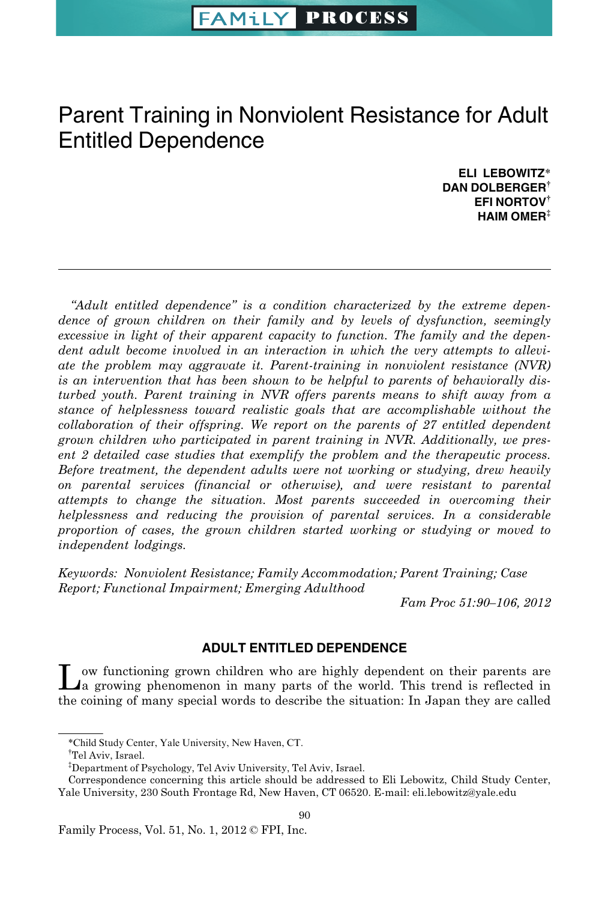# Parent Training in Nonviolent Resistance for Adult Entitled Dependence

**ELI LEBOWITZ***
**DAN DOLBERGER†**
**EFI NORTOV†**
**HAIM OMER‡**

*"Adult entitled dependence" is a condition characterized by the extreme dependence of grown children on their family and by levels of dysfunction, seemingly excessive in light of their apparent capacity to function. The family and the dependent adult become involved in an interaction in which the very attempts to alleviate the problem may aggravate it. Parent-training in nonviolent resistance (NVR) is an intervention that has been shown to be helpful to parents of behaviorally disturbed youth. Parent training in NVR offers parents means to shift away from a stance of helplessness toward realistic goals that are accomplishable without the collaboration of their offspring. We report on the parents of 27 entitled dependent grown children who participated in parent training in NVR. Additionally, we present 2 detailed case studies that exemplify the problem and the therapeutic process. Before treatment, the dependent adults were not working or studying, drew heavily on parental services (financial or otherwise), and were resistant to parental attempts to change the situation. Most parents succeeded in overcoming their helplessness and reducing the provision of parental services. In a considerable proportion of cases, the grown children started working or studying or moved to independent lodgings.*

*Keywords: Nonviolent Resistance; Family Accommodation; Parent Training; Case Report; Functional Impairment; Emerging Adulthood*

*Fam Proc 51:90–106, 2012*

## ADULT ENTITLED DEPENDENCE

Low functioning grown children who are highly dependent on their parents are a growing phenomenon in many parts of the world. This trend is reflected in the coining of many special words to describe the situation: In Japan they are called

---

*Child Study Center, Yale University, New Haven, CT.

†Tel Aviv, Israel.

‡Department of Psychology, Tel Aviv University, Tel Aviv, Israel.

Correspondence concerning this article should be addressed to Eli Lebowitz, Child Study Center, Yale University, 230 South Frontage Rd, New Haven, CT 06520. E-mail: eli.lebowitz@yale.edu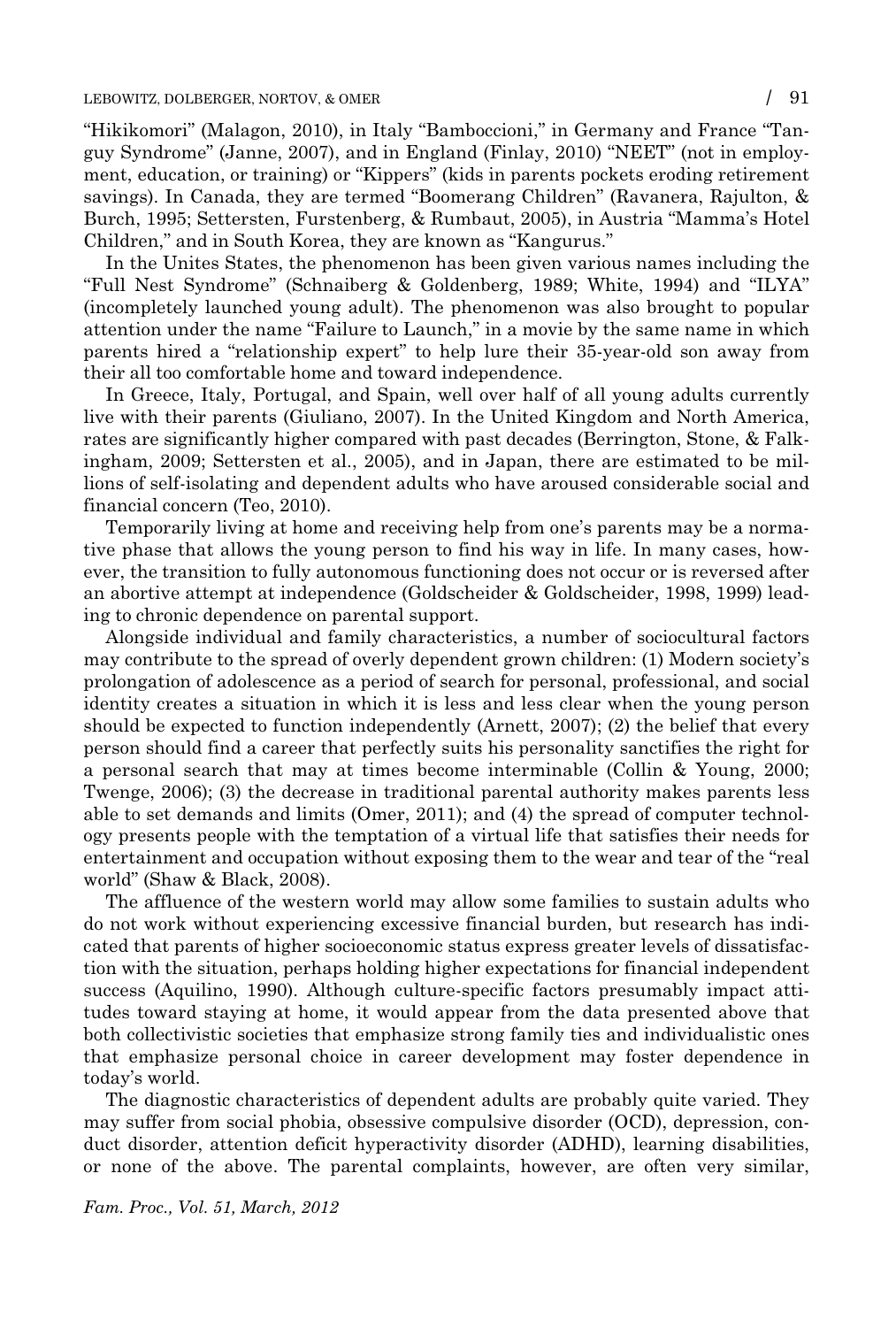"Hikikomori" (Malagon, 2010), in Italy "Bamboccioni," in Germany and France "Tanguy Syndrome" (Janne, 2007), and in England (Finlay, 2010) "NEET" (not in employment, education, or training) or "Kippers" (kids in parents pockets eroding retirement savings). In Canada, they are termed "Boomerang Children" (Ravanera, Rajulton, & Burch, 1995; Settersten, Furstenberg, & Rumbaut, 2005), in Austria "Mamma's Hotel Children," and in South Korea, they are known as "Kangurus."

In the Unites States, the phenomenon has been given various names including the "Full Nest Syndrome" (Schnaiberg & Goldenberg, 1989; White, 1994) and "ILYA" (incompletely launched young adult). The phenomenon was also brought to popular attention under the name "Failure to Launch," in a movie by the same name in which parents hired a "relationship expert" to help lure their 35-year-old son away from their all too comfortable home and toward independence.

In Greece, Italy, Portugal, and Spain, well over half of all young adults currently live with their parents (Giuliano, 2007). In the United Kingdom and North America, rates are significantly higher compared with past decades (Berrington, Stone, & Falkingham, 2009; Settersten et al., 2005), and in Japan, there are estimated to be millions of self-isolating and dependent adults who have aroused considerable social and financial concern (Teo, 2010).

Temporarily living at home and receiving help from one's parents may be a normative phase that allows the young person to find his way in life. In many cases, however, the transition to fully autonomous functioning does not occur or is reversed after an abortive attempt at independence (Goldscheider & Goldscheider, 1998, 1999) leading to chronic dependence on parental support.

Alongside individual and family characteristics, a number of sociocultural factors may contribute to the spread of overly dependent grown children: (1) Modern society's prolongation of adolescence as a period of search for personal, professional, and social identity creates a situation in which it is less and less clear when the young person should be expected to function independently (Arnett, 2007); (2) the belief that every person should find a career that perfectly suits his personality sanctifies the right for a personal search that may at times become interminable (Collin & Young, 2000; Twenge, 2006); (3) the decrease in traditional parental authority makes parents less able to set demands and limits (Omer, 2011); and (4) the spread of computer technology presents people with the temptation of a virtual life that satisfies their needs for entertainment and occupation without exposing them to the wear and tear of the "real world" (Shaw & Black, 2008).

The affluence of the western world may allow some families to sustain adults who do not work without experiencing excessive financial burden, but research has indicated that parents of higher socioeconomic status express greater levels of dissatisfaction with the situation, perhaps holding higher expectations for financial independent success (Aquilino, 1990). Although culture-specific factors presumably impact attitudes toward staying at home, it would appear from the data presented above that both collectivistic societies that emphasize strong family ties and individualistic ones that emphasize personal choice in career development may foster dependence in today's world.

The diagnostic characteristics of dependent adults are probably quite varied. They may suffer from social phobia, obsessive compulsive disorder (OCD), depression, conduct disorder, attention deficit hyperactivity disorder (ADHD), learning disabilities, or none of the above. The parental complaints, however, are often very similar,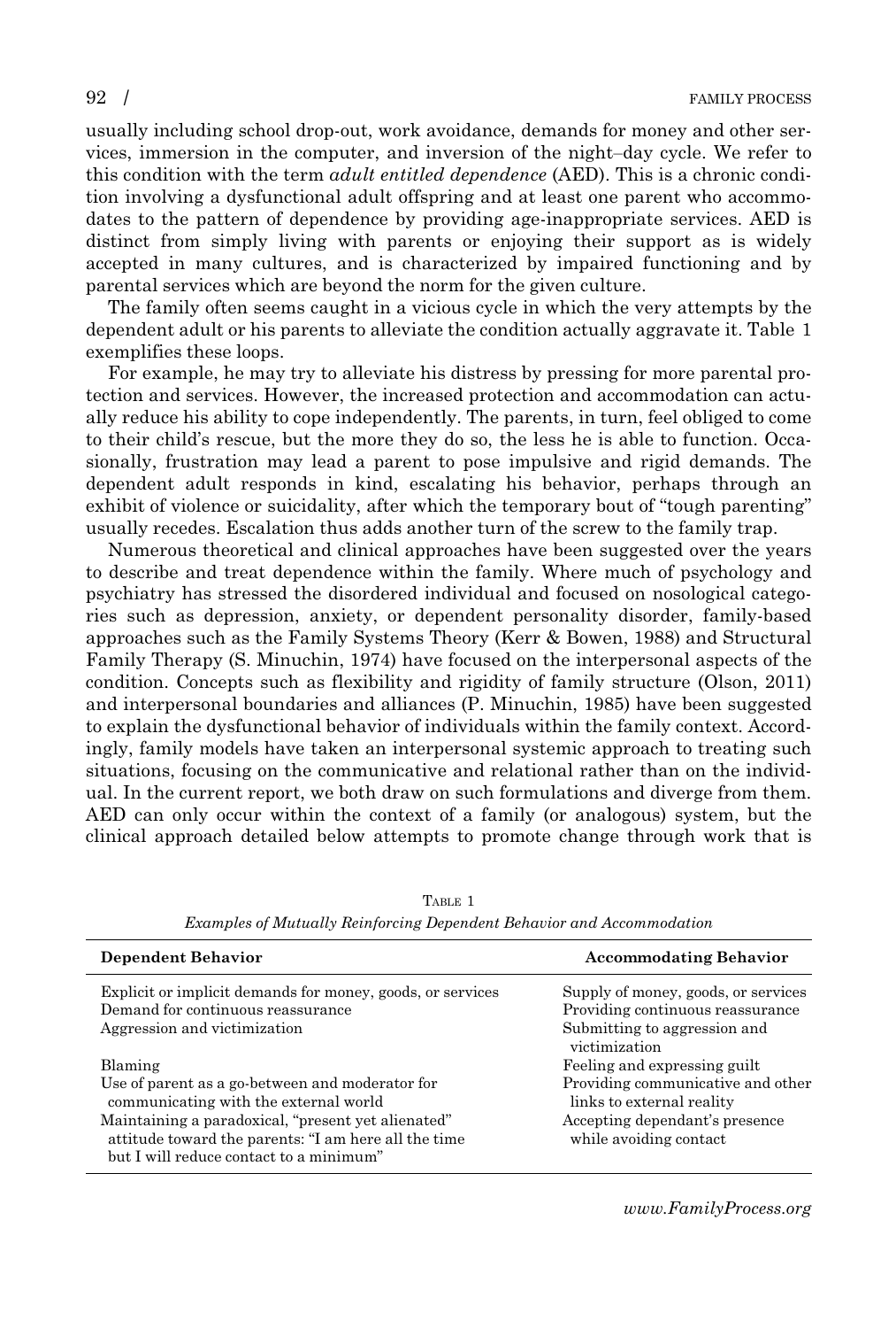usually including school drop-out, work avoidance, demands for money and other services, immersion in the computer, and inversion of the night–day cycle. We refer to this condition with the term *adult entitled dependence* (AED). This is a chronic condition involving a dysfunctional adult offspring and at least one parent who accommodates to the pattern of dependence by providing age-inappropriate services. AED is distinct from simply living with parents or enjoying their support as is widely accepted in many cultures, and is characterized by impaired functioning and by parental services which are beyond the norm for the given culture.

The family often seems caught in a vicious cycle in which the very attempts by the dependent adult or his parents to alleviate the condition actually aggravate it. Table 1 exemplifies these loops.

For example, he may try to alleviate his distress by pressing for more parental protection and services. However, the increased protection and accommodation can actually reduce his ability to cope independently. The parents, in turn, feel obliged to come to their child's rescue, but the more they do so, the less he is able to function. Occasionally, frustration may lead a parent to pose impulsive and rigid demands. The dependent adult responds in kind, escalating his behavior, perhaps through an exhibit of violence or suicidality, after which the temporary bout of "tough parenting" usually recedes. Escalation thus adds another turn of the screw to the family trap.

Numerous theoretical and clinical approaches have been suggested over the years to describe and treat dependence within the family. Where much of psychology and psychiatry has stressed the disordered individual and focused on nosological categories such as depression, anxiety, or dependent personality disorder, family-based approaches such as the Family Systems Theory (Kerr & Bowen, 1988) and Structural Family Therapy (S. Minuchin, 1974) have focused on the interpersonal aspects of the condition. Concepts such as flexibility and rigidity of family structure (Olson, 2011) and interpersonal boundaries and alliances (P. Minuchin, 1985) have been suggested to explain the dysfunctional behavior of individuals within the family context. Accordingly, family models have taken an interpersonal systemic approach to treating such situations, focusing on the communicative and relational rather than on the individual. In the current report, we both draw on such formulations and diverge from them. AED can only occur within the context of a family (or analogous) system, but the clinical approach detailed below attempts to promote change through work that is

Table 1
*Examples of Mutually Reinforcing Dependent Behavior and Accommodation*

| Dependent Behavior | Accommodating Behavior |
|---|---|
| Explicit or implicit demands for money, goods, or services | Supply of money, goods, or services |
| Demand for continuous reassurance | Providing continuous reassurance |
| Aggression and victimization | Submitting to aggression and victimization |
| Blaming | Feeling and expressing guilt |
| Use of parent as a go-between and moderator for communicating with the external world | Providing communicative and other links to external reality |
| Maintaining a paradoxical, "present yet alienated" attitude toward the parents: "I am here all the time but I will reduce contact to a minimum" | Accepting dependant's presence while avoiding contact |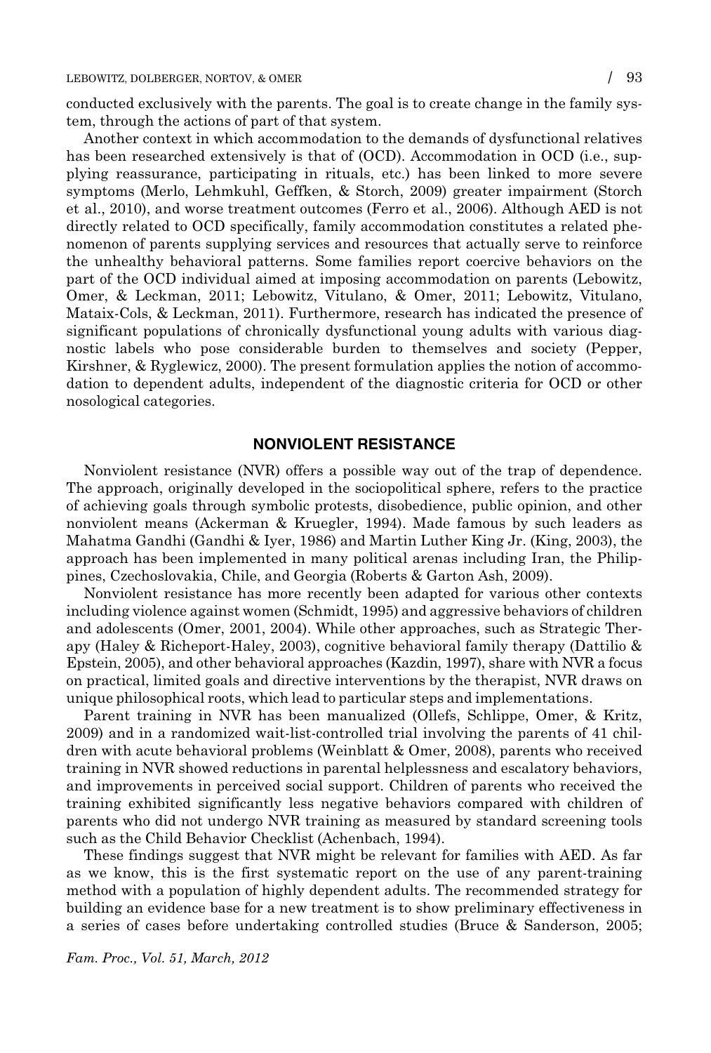conducted exclusively with the parents. The goal is to create change in the family system, through the actions of part of that system.

Another context in which accommodation to the demands of dysfunctional relatives has been researched extensively is that of (OCD). Accommodation in OCD (i.e., supplying reassurance, participating in rituals, etc.) has been linked to more severe symptoms (Merlo, Lehmkuhl, Geffken, & Storch, 2009) greater impairment (Storch et al., 2010), and worse treatment outcomes (Ferro et al., 2006). Although AED is not directly related to OCD specifically, family accommodation constitutes a related phenomenon of parents supplying services and resources that actually serve to reinforce the unhealthy behavioral patterns. Some families report coercive behaviors on the part of the OCD individual aimed at imposing accommodation on parents (Lebowitz, Omer, & Leckman, 2011; Lebowitz, Vitulano, & Omer, 2011; Lebowitz, Vitulano, Mataix-Cols, & Leckman, 2011). Furthermore, research has indicated the presence of significant populations of chronically dysfunctional young adults with various diagnostic labels who pose considerable burden to themselves and society (Pepper, Kirshner, & Ryglewicz, 2000). The present formulation applies the notion of accommodation to dependent adults, independent of the diagnostic criteria for OCD or other nosological categories.

## NONVIOLENT RESISTANCE

Nonviolent resistance (NVR) offers a possible way out of the trap of dependence. The approach, originally developed in the sociopolitical sphere, refers to the practice of achieving goals through symbolic protests, disobedience, public opinion, and other nonviolent means (Ackerman & Kruegler, 1994). Made famous by such leaders as Mahatma Gandhi (Gandhi & Iyer, 1986) and Martin Luther King Jr. (King, 2003), the approach has been implemented in many political arenas including Iran, the Philippines, Czechoslovakia, Chile, and Georgia (Roberts & Garton Ash, 2009).

Nonviolent resistance has more recently been adapted for various other contexts including violence against women (Schmidt, 1995) and aggressive behaviors of children and adolescents (Omer, 2001, 2004). While other approaches, such as Strategic Therapy (Haley & Richeport-Haley, 2003), cognitive behavioral family therapy (Dattilio & Epstein, 2005), and other behavioral approaches (Kazdin, 1997), share with NVR a focus on practical, limited goals and directive interventions by the therapist, NVR draws on unique philosophical roots, which lead to particular steps and implementations.

Parent training in NVR has been manualized (Ollefs, Schlippe, Omer, & Kritz, 2009) and in a randomized wait-list-controlled trial involving the parents of 41 children with acute behavioral problems (Weinblatt & Omer, 2008), parents who received training in NVR showed reductions in parental helplessness and escalatory behaviors, and improvements in perceived social support. Children of parents who received the training exhibited significantly less negative behaviors compared with children of parents who did not undergo NVR training as measured by standard screening tools such as the Child Behavior Checklist (Achenbach, 1994).

These findings suggest that NVR might be relevant for families with AED. As far as we know, this is the first systematic report on the use of any parent-training method with a population of highly dependent adults. The recommended strategy for building an evidence base for a new treatment is to show preliminary effectiveness in a series of cases before undertaking controlled studies (Bruce & Sanderson, 2005;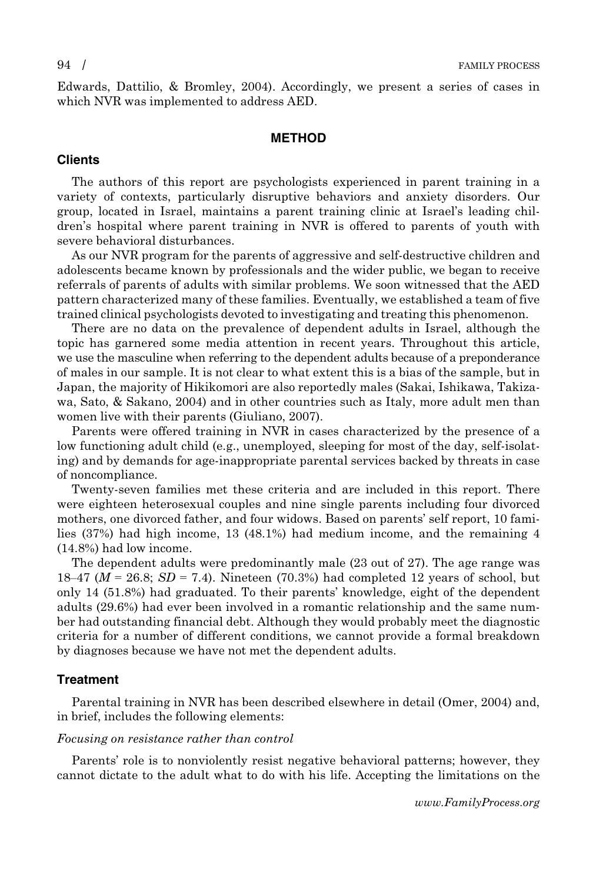Edwards, Dattilio, & Bromley, 2004). Accordingly, we present a series of cases in which NVR was implemented to address AED.

## METHOD

### Clients

The authors of this report are psychologists experienced in parent training in a variety of contexts, particularly disruptive behaviors and anxiety disorders. Our group, located in Israel, maintains a parent training clinic at Israel's leading children's hospital where parent training in NVR is offered to parents of youth with severe behavioral disturbances.

As our NVR program for the parents of aggressive and self-destructive children and adolescents became known by professionals and the wider public, we began to receive referrals of parents of adults with similar problems. We soon witnessed that the AED pattern characterized many of these families. Eventually, we established a team of five trained clinical psychologists devoted to investigating and treating this phenomenon.

There are no data on the prevalence of dependent adults in Israel, although the topic has garnered some media attention in recent years. Throughout this article, we use the masculine when referring to the dependent adults because of a preponderance of males in our sample. It is not clear to what extent this is a bias of the sample, but in Japan, the majority of Hikikomori are also reportedly males (Sakai, Ishikawa, Takizawa, Sato, & Sakano, 2004) and in other countries such as Italy, more adult men than women live with their parents (Giuliano, 2007).

Parents were offered training in NVR in cases characterized by the presence of a low functioning adult child (e.g., unemployed, sleeping for most of the day, self-isolating) and by demands for age-inappropriate parental services backed by threats in case of noncompliance.

Twenty-seven families met these criteria and are included in this report. There were eighteen heterosexual couples and nine single parents including four divorced mothers, one divorced father, and four widows. Based on parents' self report, 10 families (37%) had high income, 13 (48.1%) had medium income, and the remaining 4 (14.8%) had low income.

The dependent adults were predominantly male (23 out of 27). The age range was 18–47 ($M = 26.8$; $SD = 7.4$). Nineteen (70.3%) had completed 12 years of school, but only 14 (51.8%) had graduated. To their parents' knowledge, eight of the dependent adults (29.6%) had ever been involved in a romantic relationship and the same number had outstanding financial debt. Although they would probably meet the diagnostic criteria for a number of different conditions, we cannot provide a formal breakdown by diagnoses because we have not met the dependent adults.

### Treatment

Parental training in NVR has been described elsewhere in detail (Omer, 2004) and, in brief, includes the following elements:

*Focusing on resistance rather than control*

Parents' role is to nonviolently resist negative behavioral patterns; however, they cannot dictate to the adult what to do with his life. Accepting the limitations on the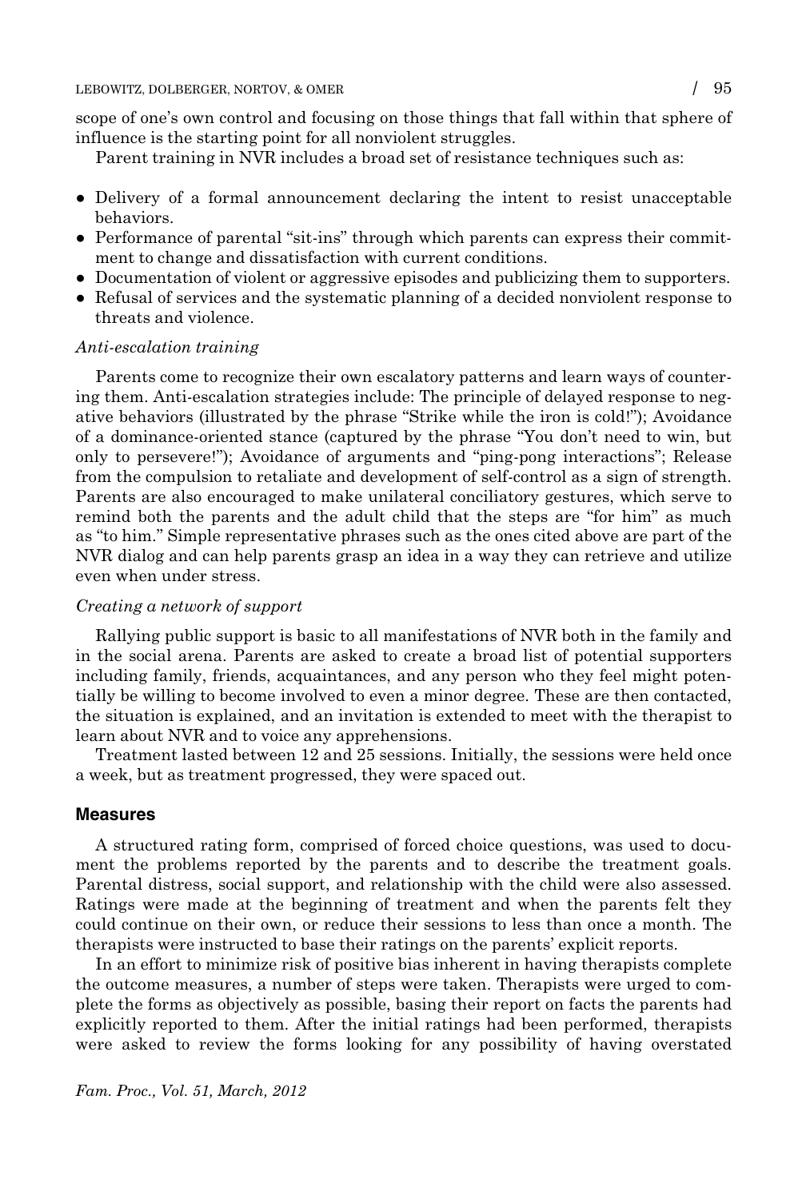scope of one's own control and focusing on those things that fall within that sphere of influence is the starting point for all nonviolent struggles.

Parent training in NVR includes a broad set of resistance techniques such as:

- Delivery of a formal announcement declaring the intent to resist unacceptable behaviors.
- Performance of parental "sit-ins" through which parents can express their commitment to change and dissatisfaction with current conditions.
- Documentation of violent or aggressive episodes and publicizing them to supporters.
- Refusal of services and the systematic planning of a decided nonviolent response to threats and violence.

*Anti-escalation training*

Parents come to recognize their own escalatory patterns and learn ways of countering them. Anti-escalation strategies include: The principle of delayed response to negative behaviors (illustrated by the phrase "Strike while the iron is cold!"); Avoidance of a dominance-oriented stance (captured by the phrase "You don't need to win, but only to persevere!"); Avoidance of arguments and "ping-pong interactions"; Release from the compulsion to retaliate and development of self-control as a sign of strength. Parents are also encouraged to make unilateral conciliatory gestures, which serve to remind both the parents and the adult child that the steps are "for him" as much as "to him." Simple representative phrases such as the ones cited above are part of the NVR dialog and can help parents grasp an idea in a way they can retrieve and utilize even when under stress.

*Creating a network of support*

Rallying public support is basic to all manifestations of NVR both in the family and in the social arena. Parents are asked to create a broad list of potential supporters including family, friends, acquaintances, and any person who they feel might potentially be willing to become involved to even a minor degree. These are then contacted, the situation is explained, and an invitation is extended to meet with the therapist to learn about NVR and to voice any apprehensions.

Treatment lasted between 12 and 25 sessions. Initially, the sessions were held once a week, but as treatment progressed, they were spaced out.

## Measures

A structured rating form, comprised of forced choice questions, was used to document the problems reported by the parents and to describe the treatment goals. Parental distress, social support, and relationship with the child were also assessed. Ratings were made at the beginning of treatment and when the parents felt they could continue on their own, or reduce their sessions to less than once a month. The therapists were instructed to base their ratings on the parents' explicit reports.

In an effort to minimize risk of positive bias inherent in having therapists complete the outcome measures, a number of steps were taken. Therapists were urged to complete the forms as objectively as possible, basing their report on facts the parents had explicitly reported to them. After the initial ratings had been performed, therapists were asked to review the forms looking for any possibility of having overstated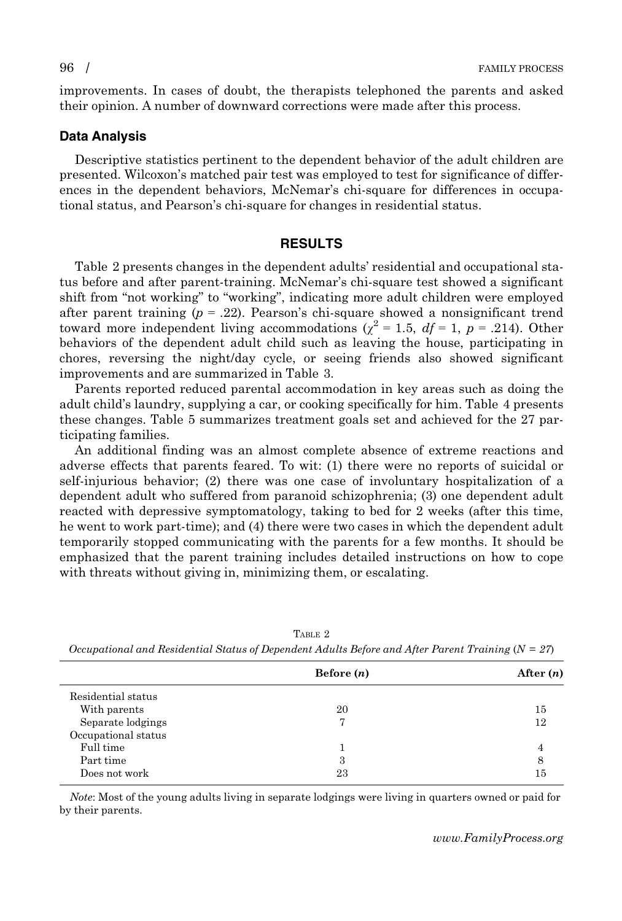improvements. In cases of doubt, the therapists telephoned the parents and asked their opinion. A number of downward corrections were made after this process.

### Data Analysis

Descriptive statistics pertinent to the dependent behavior of the adult children are presented. Wilcoxon's matched pair test was employed to test for significance of differences in the dependent behaviors, McNemar's chi-square for differences in occupational status, and Pearson's chi-square for changes in residential status.

## RESULTS

Table 2 presents changes in the dependent adults' residential and occupational status before and after parent-training. McNemar's chi-square test showed a significant shift from "not working" to "working", indicating more adult children were employed after parent training ($p$ = .22). Pearson's chi-square showed a nonsignificant trend toward more independent living accommodations ($\chi^2 = 1.5$, $df = 1$, $p$ = .214). Other behaviors of the dependent adult child such as leaving the house, participating in chores, reversing the night/day cycle, or seeing friends also showed significant improvements and are summarized in Table 3.

Parents reported reduced parental accommodation in key areas such as doing the adult child's laundry, supplying a car, or cooking specifically for him. Table 4 presents these changes. Table 5 summarizes treatment goals set and achieved for the 27 participating families.

An additional finding was an almost complete absence of extreme reactions and adverse effects that parents feared. To wit: (1) there were no reports of suicidal or self-injurious behavior; (2) there was one case of involuntary hospitalization of a dependent adult who suffered from paranoid schizophrenia; (3) one dependent adult reacted with depressive symptomatology, taking to bed for 2 weeks (after this time, he went to work part-time); and (4) there were two cases in which the dependent adult temporarily stopped communicating with the parents for a few months. It should be emphasized that the parent training includes detailed instructions on how to cope with threats without giving in, minimizing them, or escalating.

TABLE 2

*Occupational and Residential Status of Dependent Adults Before and After Parent Training ($N$ = 27)*

| | **Before (*n*)** | **After (*n*)** |
|---|---|---|
| Residential status | | |
| With parents | 20 | 15 |
| Separate lodgings | 7 | 12 |
| Occupational status | | |
| Full time | 1 | 4 |
| Part time | 3 | 8 |
| Does not work | 23 | 15 |

*Note*: Most of the young adults living in separate lodgings were living in quarters owned or paid for by their parents.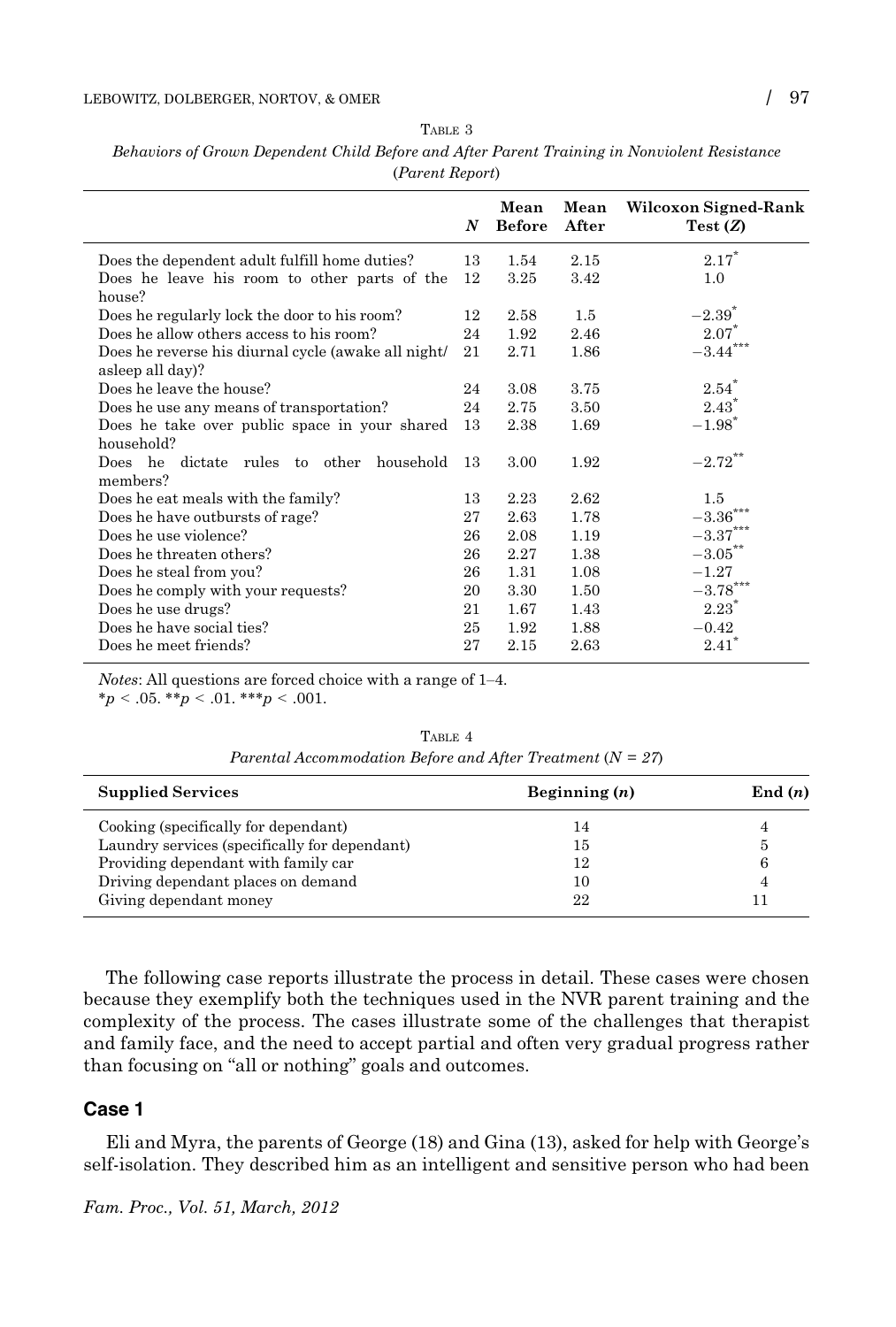TABLE 3

*Behaviors of Grown Dependent Child Before and After Parent Training in Nonviolent Resistance (Parent Report)*

| | $N$ | Mean Before | Mean After | Wilcoxon Signed-Rank Test ($Z$) |
|---|---|---|---|---|
| Does the dependent adult fulfill home duties? | 13 | 1.54 | 2.15 | 2.17* |
| Does he leave his room to other parts of the house? | 12 | 3.25 | 3.42 | 1.0 |
| Does he regularly lock the door to his room? | 12 | 2.58 | 1.5 | −2.39* |
| Does he allow others access to his room? | 24 | 1.92 | 2.46 | 2.07* |
| Does he reverse his diurnal cycle (awake all night/asleep all day)? | 21 | 2.71 | 1.86 | −3.44*** |
| Does he leave the house? | 24 | 3.08 | 3.75 | 2.54* |
| Does he use any means of transportation? | 24 | 2.75 | 3.50 | 2.43* |
| Does he take over public space in your shared household? | 13 | 2.38 | 1.69 | −1.98* |
| Does he dictate rules to other household members? | 13 | 3.00 | 1.92 | −2.72** |
| Does he eat meals with the family? | 13 | 2.23 | 2.62 | 1.5 |
| Does he have outbursts of rage? | 27 | 2.63 | 1.78 | −3.36*** |
| Does he use violence? | 26 | 2.08 | 1.19 | −3.37*** |
| Does he threaten others? | 26 | 2.27 | 1.38 | −3.05** |
| Does he steal from you? | 26 | 1.31 | 1.08 | −1.27 |
| Does he comply with your requests? | 20 | 3.30 | 1.50 | −3.78*** |
| Does he use drugs? | 21 | 1.67 | 1.43 | 2.23* |
| Does he have social ties? | 25 | 1.92 | 1.88 | −0.42 |
| Does he meet friends? | 27 | 2.15 | 2.63 | 2.41* |

*Notes*: All questions are forced choice with a range of 1–4.
*$p < .05$. **$p < .01$. ***$p < .001$.

TABLE 4

*Parental Accommodation Before and After Treatment ($N = 27$)*

| Supplied Services | Beginning ($n$) | End ($n$) |
|---|---|---|
| Cooking (specifically for dependant) | 14 | 4 |
| Laundry services (specifically for dependant) | 15 | 5 |
| Providing dependant with family car | 12 | 6 |
| Driving dependant places on demand | 10 | 4 |
| Giving dependant money | 22 | 11 |

The following case reports illustrate the process in detail. These cases were chosen because they exemplify both the techniques used in the NVR parent training and the complexity of the process. The cases illustrate some of the challenges that therapist and family face, and the need to accept partial and often very gradual progress rather than focusing on "all or nothing" goals and outcomes.

## Case 1

Eli and Myra, the parents of George (18) and Gina (13), asked for help with George's self-isolation. They described him as an intelligent and sensitive person who had been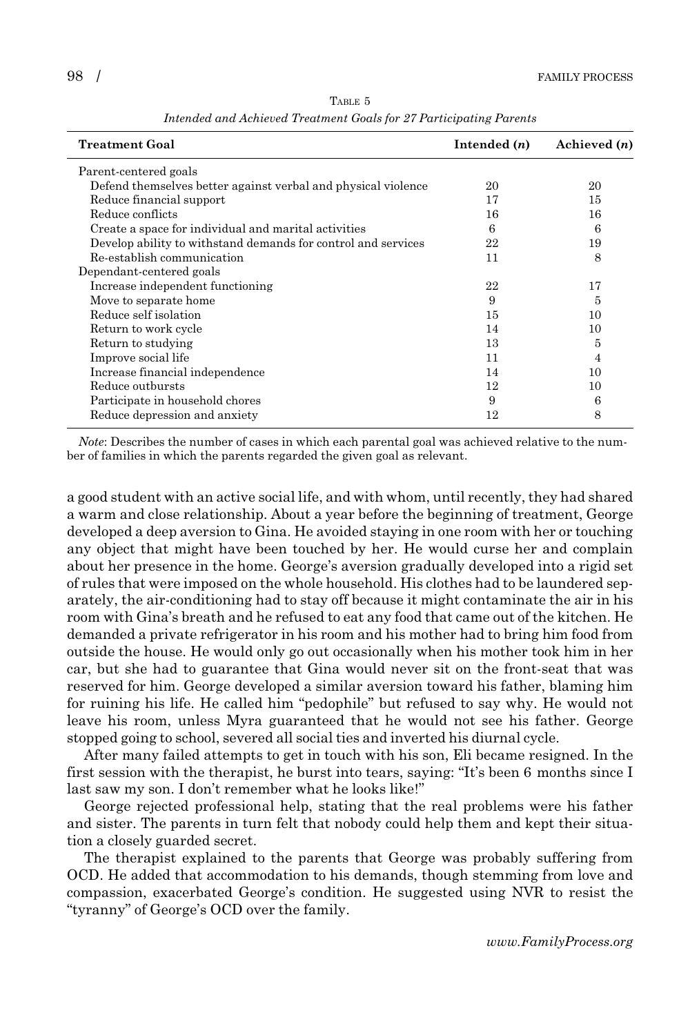Table 5

*Intended and Achieved Treatment Goals for 27 Participating Parents*

| Treatment Goal | Intended (*n*) | Achieved (*n*) |
|---|---|---|
| Parent-centered goals | | |
| Defend themselves better against verbal and physical violence | 20 | 20 |
| Reduce financial support | 17 | 15 |
| Reduce conflicts | 16 | 16 |
| Create a space for individual and marital activities | 6 | 6 |
| Develop ability to withstand demands for control and services | 22 | 19 |
| Re-establish communication | 11 | 8 |
| Dependant-centered goals | | |
| Increase independent functioning | 22 | 17 |
| Move to separate home | 9 | 5 |
| Reduce self isolation | 15 | 10 |
| Return to work cycle | 14 | 10 |
| Return to studying | 13 | 5 |
| Improve social life | 11 | 4 |
| Increase financial independence | 14 | 10 |
| Reduce outbursts | 12 | 10 |
| Participate in household chores | 9 | 6 |
| Reduce depression and anxiety | 12 | 8 |

*Note*: Describes the number of cases in which each parental goal was achieved relative to the number of families in which the parents regarded the given goal as relevant.

a good student with an active social life, and with whom, until recently, they had shared a warm and close relationship. About a year before the beginning of treatment, George developed a deep aversion to Gina. He avoided staying in one room with her or touching any object that might have been touched by her. He would curse her and complain about her presence in the home. George's aversion gradually developed into a rigid set of rules that were imposed on the whole household. His clothes had to be laundered separately, the air-conditioning had to stay off because it might contaminate the air in his room with Gina's breath and he refused to eat any food that came out of the kitchen. He demanded a private refrigerator in his room and his mother had to bring him food from outside the house. He would only go out occasionally when his mother took him in her car, but she had to guarantee that Gina would never sit on the front-seat that was reserved for him. George developed a similar aversion toward his father, blaming him for ruining his life. He called him "pedophile" but refused to say why. He would not leave his room, unless Myra guaranteed that he would not see his father. George stopped going to school, severed all social ties and inverted his diurnal cycle.

After many failed attempts to get in touch with his son, Eli became resigned. In the first session with the therapist, he burst into tears, saying: "It's been 6 months since I last saw my son. I don't remember what he looks like!"

George rejected professional help, stating that the real problems were his father and sister. The parents in turn felt that nobody could help them and kept their situation a closely guarded secret.

The therapist explained to the parents that George was probably suffering from OCD. He added that accommodation to his demands, though stemming from love and compassion, exacerbated George's condition. He suggested using NVR to resist the "tyranny" of George's OCD over the family.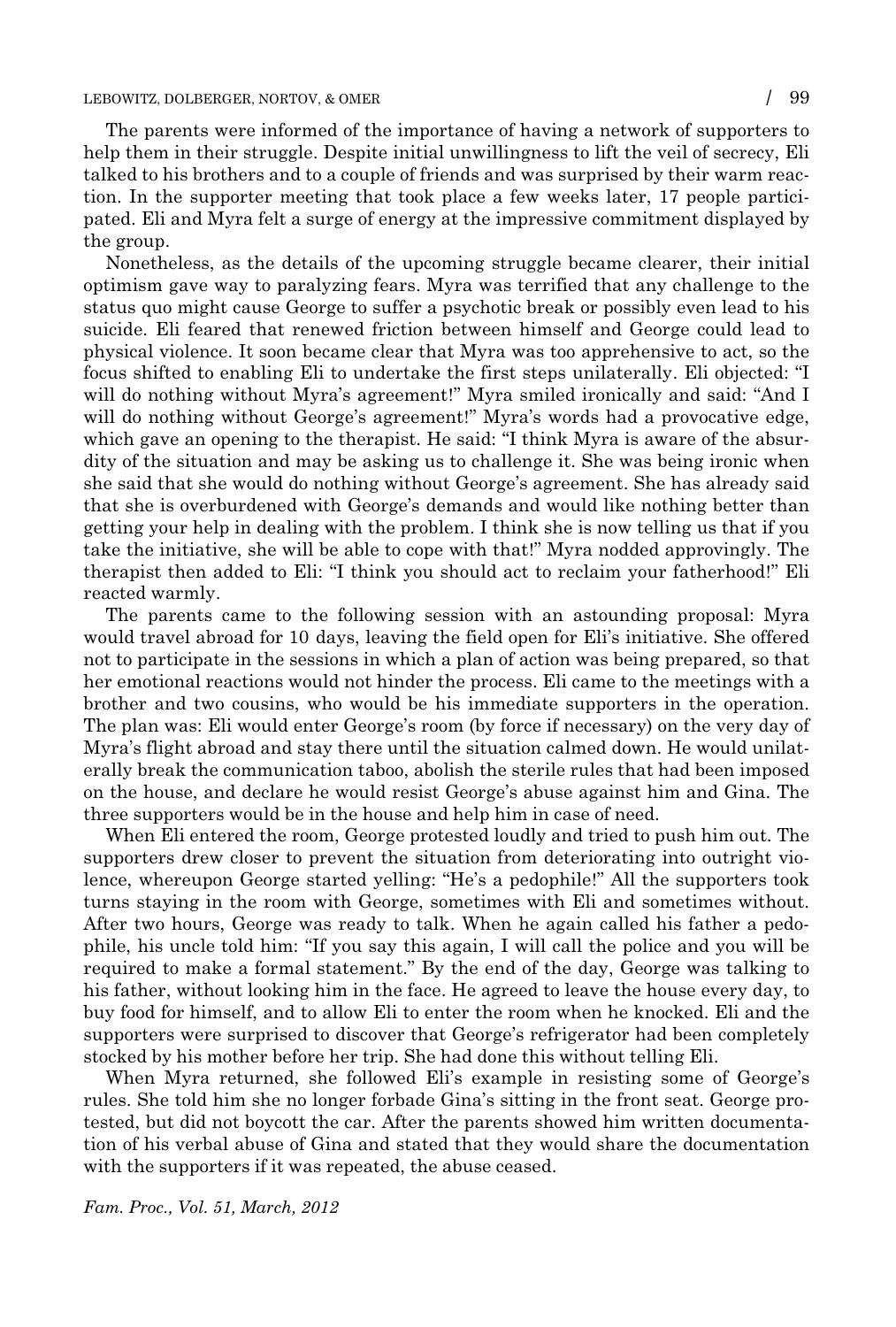The parents were informed of the importance of having a network of supporters to help them in their struggle. Despite initial unwillingness to lift the veil of secrecy, Eli talked to his brothers and to a couple of friends and was surprised by their warm reaction. In the supporter meeting that took place a few weeks later, 17 people participated. Eli and Myra felt a surge of energy at the impressive commitment displayed by the group.

Nonetheless, as the details of the upcoming struggle became clearer, their initial optimism gave way to paralyzing fears. Myra was terrified that any challenge to the status quo might cause George to suffer a psychotic break or possibly even lead to his suicide. Eli feared that renewed friction between himself and George could lead to physical violence. It soon became clear that Myra was too apprehensive to act, so the focus shifted to enabling Eli to undertake the first steps unilaterally. Eli objected: "I will do nothing without Myra's agreement!" Myra smiled ironically and said: "And I will do nothing without George's agreement!" Myra's words had a provocative edge, which gave an opening to the therapist. He said: "I think Myra is aware of the absurdity of the situation and may be asking us to challenge it. She was being ironic when she said that she would do nothing without George's agreement. She has already said that she is overburdened with George's demands and would like nothing better than getting your help in dealing with the problem. I think she is now telling us that if you take the initiative, she will be able to cope with that!" Myra nodded approvingly. The therapist then added to Eli: "I think you should act to reclaim your fatherhood!" Eli reacted warmly.

The parents came to the following session with an astounding proposal: Myra would travel abroad for 10 days, leaving the field open for Eli's initiative. She offered not to participate in the sessions in which a plan of action was being prepared, so that her emotional reactions would not hinder the process. Eli came to the meetings with a brother and two cousins, who would be his immediate supporters in the operation. The plan was: Eli would enter George's room (by force if necessary) on the very day of Myra's flight abroad and stay there until the situation calmed down. He would unilaterally break the communication taboo, abolish the sterile rules that had been imposed on the house, and declare he would resist George's abuse against him and Gina. The three supporters would be in the house and help him in case of need.

When Eli entered the room, George protested loudly and tried to push him out. The supporters drew closer to prevent the situation from deteriorating into outright violence, whereupon George started yelling: "He's a pedophile!" All the supporters took turns staying in the room with George, sometimes with Eli and sometimes without. After two hours, George was ready to talk. When he again called his father a pedophile, his uncle told him: "If you say this again, I will call the police and you will be required to make a formal statement." By the end of the day, George was talking to his father, without looking him in the face. He agreed to leave the house every day, to buy food for himself, and to allow Eli to enter the room when he knocked. Eli and the supporters were surprised to discover that George's refrigerator had been completely stocked by his mother before her trip. She had done this without telling Eli.

When Myra returned, she followed Eli's example in resisting some of George's rules. She told him she no longer forbade Gina's sitting in the front seat. George protested, but did not boycott the car. After the parents showed him written documentation of his verbal abuse of Gina and stated that they would share the documentation with the supporters if it was repeated, the abuse ceased.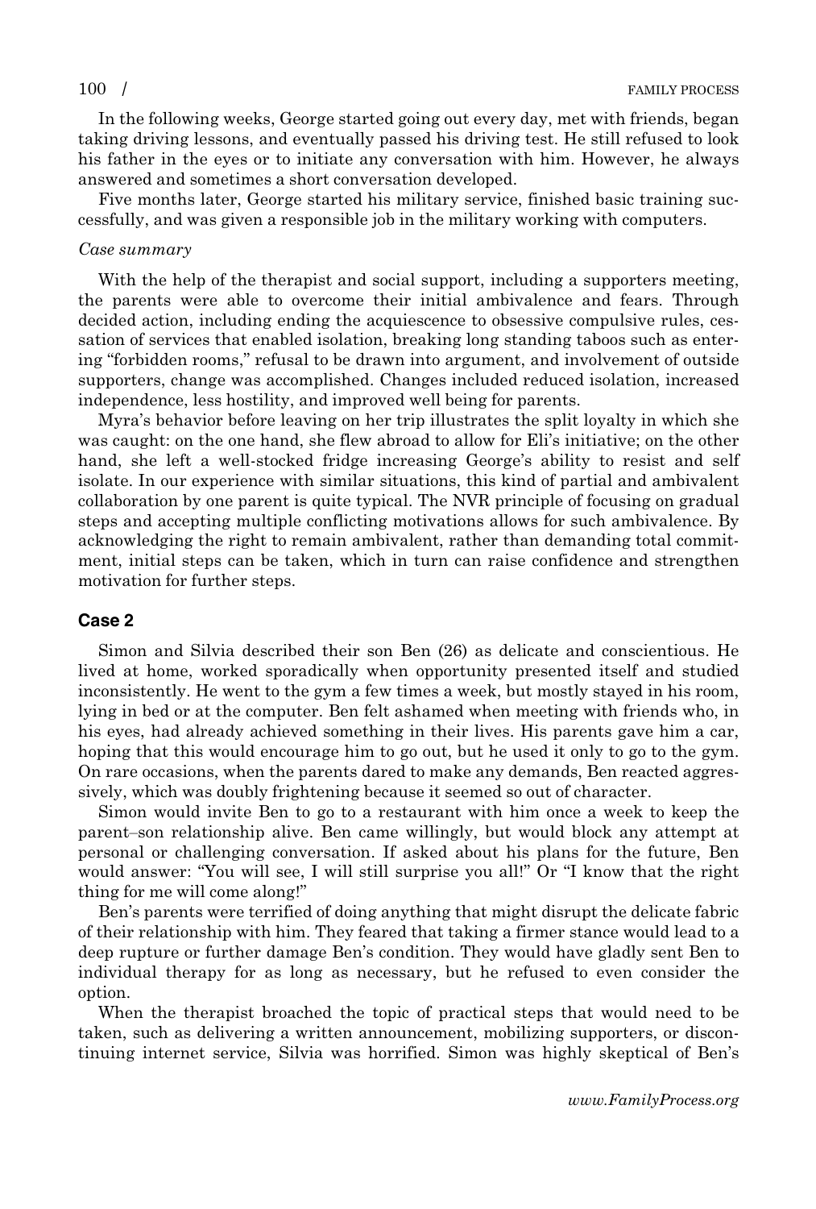In the following weeks, George started going out every day, met with friends, began taking driving lessons, and eventually passed his driving test. He still refused to look his father in the eyes or to initiate any conversation with him. However, he always answered and sometimes a short conversation developed.

Five months later, George started his military service, finished basic training successfully, and was given a responsible job in the military working with computers.

*Case summary*

With the help of the therapist and social support, including a supporters meeting, the parents were able to overcome their initial ambivalence and fears. Through decided action, including ending the acquiescence to obsessive compulsive rules, cessation of services that enabled isolation, breaking long standing taboos such as entering "forbidden rooms," refusal to be drawn into argument, and involvement of outside supporters, change was accomplished. Changes included reduced isolation, increased independence, less hostility, and improved well being for parents.

Myra's behavior before leaving on her trip illustrates the split loyalty in which she was caught: on the one hand, she flew abroad to allow for Eli's initiative; on the other hand, she left a well-stocked fridge increasing George's ability to resist and self isolate. In our experience with similar situations, this kind of partial and ambivalent collaboration by one parent is quite typical. The NVR principle of focusing on gradual steps and accepting multiple conflicting motivations allows for such ambivalence. By acknowledging the right to remain ambivalent, rather than demanding total commitment, initial steps can be taken, which in turn can raise confidence and strengthen motivation for further steps.

## Case 2

Simon and Silvia described their son Ben (26) as delicate and conscientious. He lived at home, worked sporadically when opportunity presented itself and studied inconsistently. He went to the gym a few times a week, but mostly stayed in his room, lying in bed or at the computer. Ben felt ashamed when meeting with friends who, in his eyes, had already achieved something in their lives. His parents gave him a car, hoping that this would encourage him to go out, but he used it only to go to the gym. On rare occasions, when the parents dared to make any demands, Ben reacted aggressively, which was doubly frightening because it seemed so out of character.

Simon would invite Ben to go to a restaurant with him once a week to keep the parent–son relationship alive. Ben came willingly, but would block any attempt at personal or challenging conversation. If asked about his plans for the future, Ben would answer: "You will see, I will still surprise you all!" Or "I know that the right thing for me will come along!"

Ben's parents were terrified of doing anything that might disrupt the delicate fabric of their relationship with him. They feared that taking a firmer stance would lead to a deep rupture or further damage Ben's condition. They would have gladly sent Ben to individual therapy for as long as necessary, but he refused to even consider the option.

When the therapist broached the topic of practical steps that would need to be taken, such as delivering a written announcement, mobilizing supporters, or discontinuing internet service, Silvia was horrified. Simon was highly skeptical of Ben's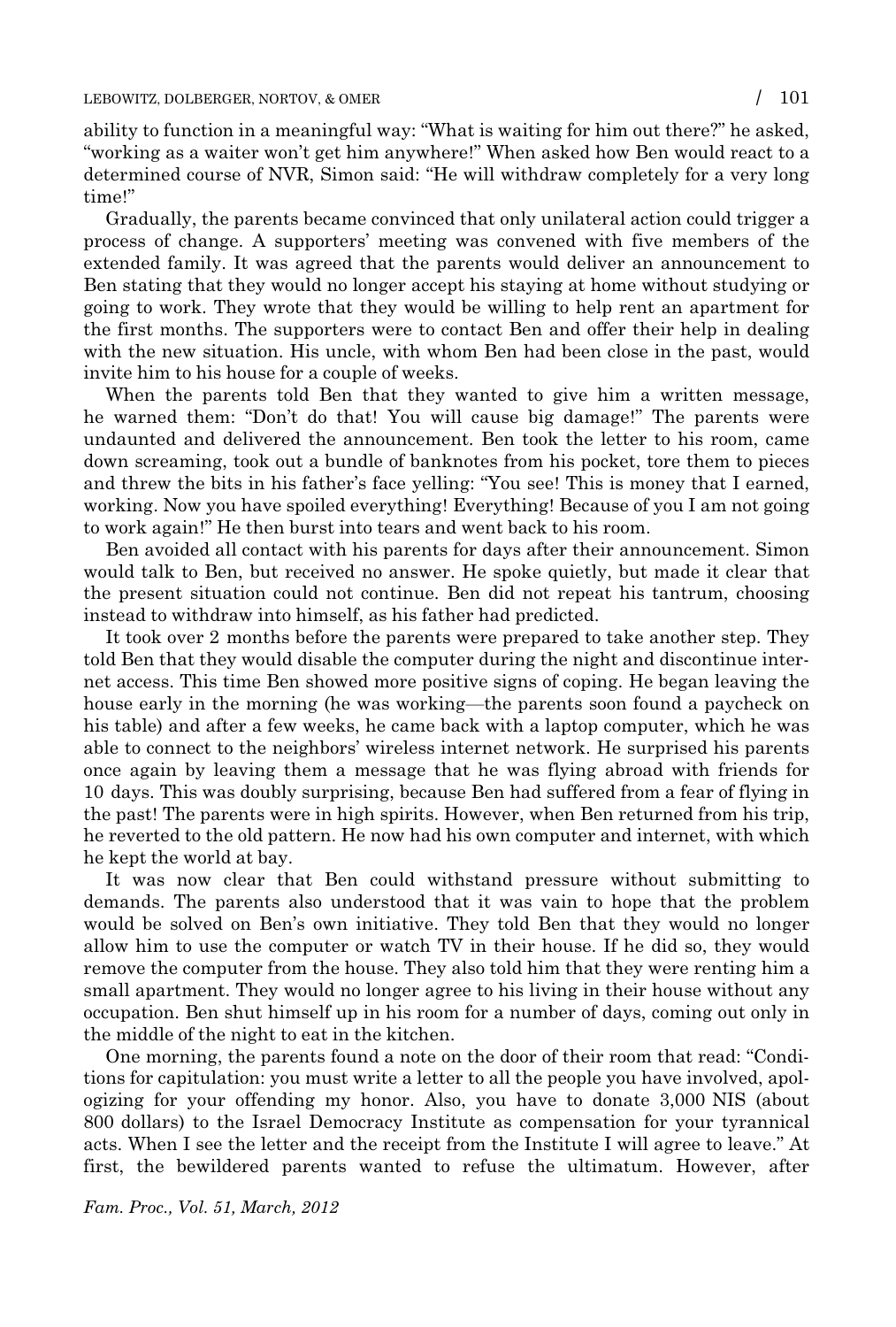ability to function in a meaningful way: "What is waiting for him out there?" he asked, "working as a waiter won't get him anywhere!" When asked how Ben would react to a determined course of NVR, Simon said: "He will withdraw completely for a very long time!"

Gradually, the parents became convinced that only unilateral action could trigger a process of change. A supporters' meeting was convened with five members of the extended family. It was agreed that the parents would deliver an announcement to Ben stating that they would no longer accept his staying at home without studying or going to work. They wrote that they would be willing to help rent an apartment for the first months. The supporters were to contact Ben and offer their help in dealing with the new situation. His uncle, with whom Ben had been close in the past, would invite him to his house for a couple of weeks.

When the parents told Ben that they wanted to give him a written message, he warned them: "Don't do that! You will cause big damage!" The parents were undaunted and delivered the announcement. Ben took the letter to his room, came down screaming, took out a bundle of banknotes from his pocket, tore them to pieces and threw the bits in his father's face yelling: "You see! This is money that I earned, working. Now you have spoiled everything! Everything! Because of you I am not going to work again!" He then burst into tears and went back to his room.

Ben avoided all contact with his parents for days after their announcement. Simon would talk to Ben, but received no answer. He spoke quietly, but made it clear that the present situation could not continue. Ben did not repeat his tantrum, choosing instead to withdraw into himself, as his father had predicted.

It took over 2 months before the parents were prepared to take another step. They told Ben that they would disable the computer during the night and discontinue internet access. This time Ben showed more positive signs of coping. He began leaving the house early in the morning (he was working—the parents soon found a paycheck on his table) and after a few weeks, he came back with a laptop computer, which he was able to connect to the neighbors' wireless internet network. He surprised his parents once again by leaving them a message that he was flying abroad with friends for 10 days. This was doubly surprising, because Ben had suffered from a fear of flying in the past! The parents were in high spirits. However, when Ben returned from his trip, he reverted to the old pattern. He now had his own computer and internet, with which he kept the world at bay.

It was now clear that Ben could withstand pressure without submitting to demands. The parents also understood that it was vain to hope that the problem would be solved on Ben's own initiative. They told Ben that they would no longer allow him to use the computer or watch TV in their house. If he did so, they would remove the computer from the house. They also told him that they were renting him a small apartment. They would no longer agree to his living in their house without any occupation. Ben shut himself up in his room for a number of days, coming out only in the middle of the night to eat in the kitchen.

One morning, the parents found a note on the door of their room that read: "Conditions for capitulation: you must write a letter to all the people you have involved, apologizing for your offending my honor. Also, you have to donate 3,000 NIS (about 800 dollars) to the Israel Democracy Institute as compensation for your tyrannical acts. When I see the letter and the receipt from the Institute I will agree to leave." At first, the bewildered parents wanted to refuse the ultimatum. However, after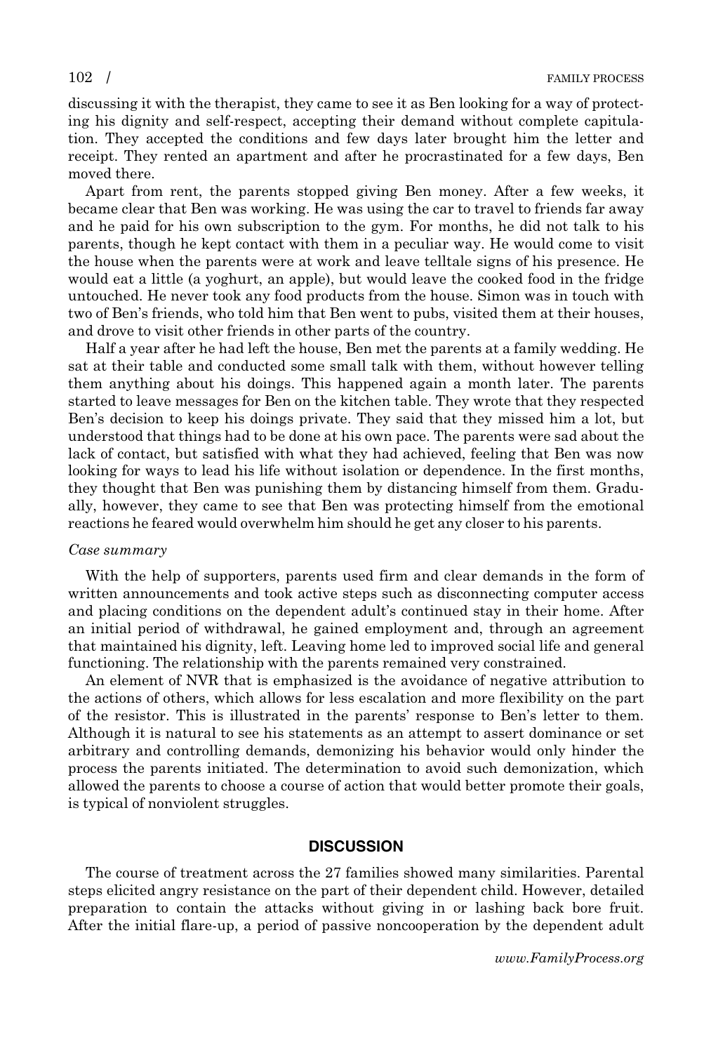discussing it with the therapist, they came to see it as Ben looking for a way of protecting his dignity and self-respect, accepting their demand without complete capitulation. They accepted the conditions and few days later brought him the letter and receipt. They rented an apartment and after he procrastinated for a few days, Ben moved there.

Apart from rent, the parents stopped giving Ben money. After a few weeks, it became clear that Ben was working. He was using the car to travel to friends far away and he paid for his own subscription to the gym. For months, he did not talk to his parents, though he kept contact with them in a peculiar way. He would come to visit the house when the parents were at work and leave telltale signs of his presence. He would eat a little (a yoghurt, an apple), but would leave the cooked food in the fridge untouched. He never took any food products from the house. Simon was in touch with two of Ben's friends, who told him that Ben went to pubs, visited them at their houses, and drove to visit other friends in other parts of the country.

Half a year after he had left the house, Ben met the parents at a family wedding. He sat at their table and conducted some small talk with them, without however telling them anything about his doings. This happened again a month later. The parents started to leave messages for Ben on the kitchen table. They wrote that they respected Ben's decision to keep his doings private. They said that they missed him a lot, but understood that things had to be done at his own pace. The parents were sad about the lack of contact, but satisfied with what they had achieved, feeling that Ben was now looking for ways to lead his life without isolation or dependence. In the first months, they thought that Ben was punishing them by distancing himself from them. Gradually, however, they came to see that Ben was protecting himself from the emotional reactions he feared would overwhelm him should he get any closer to his parents.

*Case summary*

With the help of supporters, parents used firm and clear demands in the form of written announcements and took active steps such as disconnecting computer access and placing conditions on the dependent adult's continued stay in their home. After an initial period of withdrawal, he gained employment and, through an agreement that maintained his dignity, left. Leaving home led to improved social life and general functioning. The relationship with the parents remained very constrained.

An element of NVR that is emphasized is the avoidance of negative attribution to the actions of others, which allows for less escalation and more flexibility on the part of the resistor. This is illustrated in the parents' response to Ben's letter to them. Although it is natural to see his statements as an attempt to assert dominance or set arbitrary and controlling demands, demonizing his behavior would only hinder the process the parents initiated. The determination to avoid such demonization, which allowed the parents to choose a course of action that would better promote their goals, is typical of nonviolent struggles.

## DISCUSSION

The course of treatment across the 27 families showed many similarities. Parental steps elicited angry resistance on the part of their dependent child. However, detailed preparation to contain the attacks without giving in or lashing back bore fruit. After the initial flare-up, a period of passive noncooperation by the dependent adult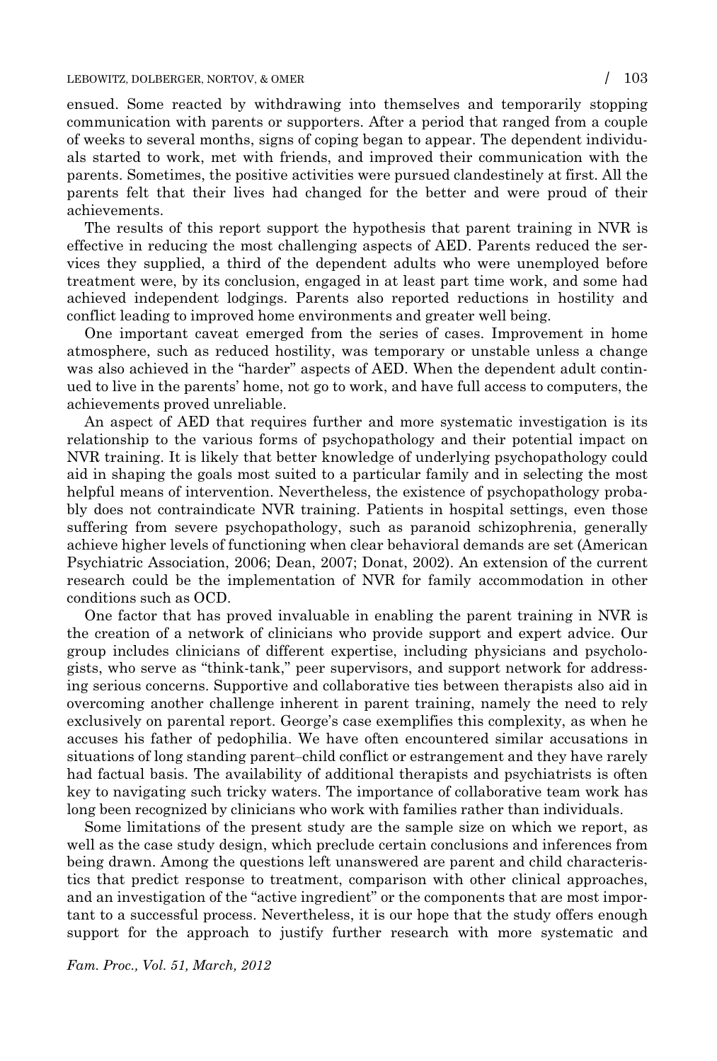ensued. Some reacted by withdrawing into themselves and temporarily stopping communication with parents or supporters. After a period that ranged from a couple of weeks to several months, signs of coping began to appear. The dependent individuals started to work, met with friends, and improved their communication with the parents. Sometimes, the positive activities were pursued clandestinely at first. All the parents felt that their lives had changed for the better and were proud of their achievements.

The results of this report support the hypothesis that parent training in NVR is effective in reducing the most challenging aspects of AED. Parents reduced the services they supplied, a third of the dependent adults who were unemployed before treatment were, by its conclusion, engaged in at least part time work, and some had achieved independent lodgings. Parents also reported reductions in hostility and conflict leading to improved home environments and greater well being.

One important caveat emerged from the series of cases. Improvement in home atmosphere, such as reduced hostility, was temporary or unstable unless a change was also achieved in the "harder" aspects of AED. When the dependent adult continued to live in the parents' home, not go to work, and have full access to computers, the achievements proved unreliable.

An aspect of AED that requires further and more systematic investigation is its relationship to the various forms of psychopathology and their potential impact on NVR training. It is likely that better knowledge of underlying psychopathology could aid in shaping the goals most suited to a particular family and in selecting the most helpful means of intervention. Nevertheless, the existence of psychopathology probably does not contraindicate NVR training. Patients in hospital settings, even those suffering from severe psychopathology, such as paranoid schizophrenia, generally achieve higher levels of functioning when clear behavioral demands are set (American Psychiatric Association, 2006; Dean, 2007; Donat, 2002). An extension of the current research could be the implementation of NVR for family accommodation in other conditions such as OCD.

One factor that has proved invaluable in enabling the parent training in NVR is the creation of a network of clinicians who provide support and expert advice. Our group includes clinicians of different expertise, including physicians and psychologists, who serve as "think-tank," peer supervisors, and support network for addressing serious concerns. Supportive and collaborative ties between therapists also aid in overcoming another challenge inherent in parent training, namely the need to rely exclusively on parental report. George's case exemplifies this complexity, as when he accuses his father of pedophilia. We have often encountered similar accusations in situations of long standing parent–child conflict or estrangement and they have rarely had factual basis. The availability of additional therapists and psychiatrists is often key to navigating such tricky waters. The importance of collaborative team work has long been recognized by clinicians who work with families rather than individuals.

Some limitations of the present study are the sample size on which we report, as well as the case study design, which preclude certain conclusions and inferences from being drawn. Among the questions left unanswered are parent and child characteristics that predict response to treatment, comparison with other clinical approaches, and an investigation of the "active ingredient" or the components that are most important to a successful process. Nevertheless, it is our hope that the study offers enough support for the approach to justify further research with more systematic and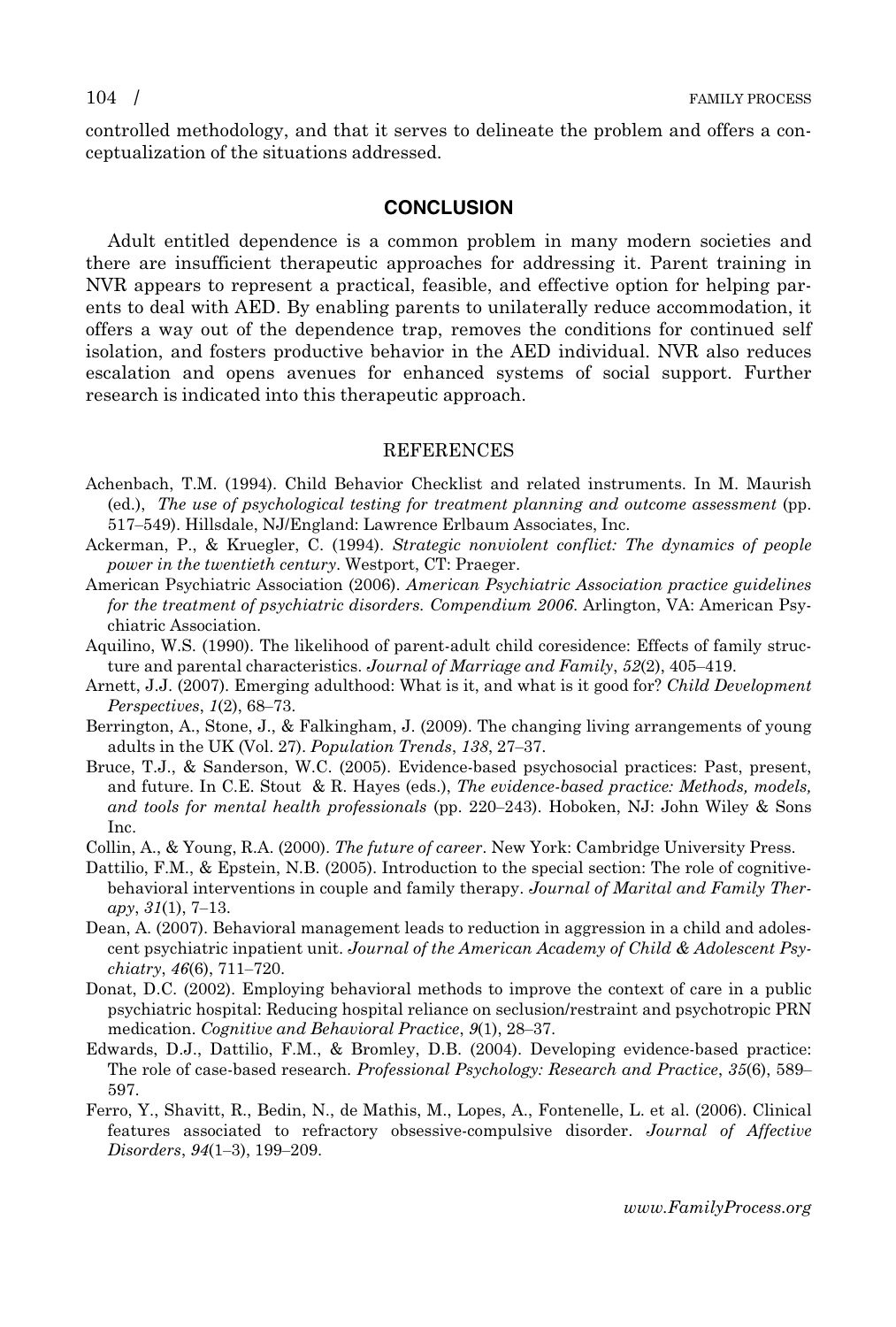controlled methodology, and that it serves to delineate the problem and offers a conceptualization of the situations addressed.

## CONCLUSION

Adult entitled dependence is a common problem in many modern societies and there are insufficient therapeutic approaches for addressing it. Parent training in NVR appears to represent a practical, feasible, and effective option for helping parents to deal with AED. By enabling parents to unilaterally reduce accommodation, it offers a way out of the dependence trap, removes the conditions for continued self isolation, and fosters productive behavior in the AED individual. NVR also reduces escalation and opens avenues for enhanced systems of social support. Further research is indicated into this therapeutic approach.

## REFERENCES

Achenbach, T.M. (1994). Child Behavior Checklist and related instruments. In M. Maurish (ed.), *The use of psychological testing for treatment planning and outcome assessment* (pp. 517–549). Hillsdale, NJ/England: Lawrence Erlbaum Associates, Inc.

Ackerman, P., & Kruegler, C. (1994). *Strategic nonviolent conflict: The dynamics of people power in the twentieth century*. Westport, CT: Praeger.

American Psychiatric Association (2006). *American Psychiatric Association practice guidelines for the treatment of psychiatric disorders. Compendium 2006*. Arlington, VA: American Psychiatric Association.

Aquilino, W.S. (1990). The likelihood of parent-adult child coresidence: Effects of family structure and parental characteristics. *Journal of Marriage and Family*, *52*(2), 405–419.

Arnett, J.J. (2007). Emerging adulthood: What is it, and what is it good for? *Child Development Perspectives*, *1*(2), 68–73.

Berrington, A., Stone, J., & Falkingham, J. (2009). The changing living arrangements of young adults in the UK (Vol. 27). *Population Trends*, *138*, 27–37.

Bruce, T.J., & Sanderson, W.C. (2005). Evidence-based psychosocial practices: Past, present, and future. In C.E. Stout & R. Hayes (eds.), *The evidence-based practice: Methods, models, and tools for mental health professionals* (pp. 220–243). Hoboken, NJ: John Wiley & Sons Inc.

Collin, A., & Young, R.A. (2000). *The future of career*. New York: Cambridge University Press.

Dattilio, F.M., & Epstein, N.B. (2005). Introduction to the special section: The role of cognitive-behavioral interventions in couple and family therapy. *Journal of Marital and Family Therapy*, *31*(1), 7–13.

Dean, A. (2007). Behavioral management leads to reduction in aggression in a child and adolescent psychiatric inpatient unit. *Journal of the American Academy of Child & Adolescent Psychiatry*, *46*(6), 711–720.

Donat, D.C. (2002). Employing behavioral methods to improve the context of care in a public psychiatric hospital: Reducing hospital reliance on seclusion/restraint and psychotropic PRN medication. *Cognitive and Behavioral Practice*, *9*(1), 28–37.

Edwards, D.J., Dattilio, F.M., & Bromley, D.B. (2004). Developing evidence-based practice: The role of case-based research. *Professional Psychology: Research and Practice*, *35*(6), 589–597.

Ferro, Y., Shavitt, R., Bedin, N., de Mathis, M., Lopes, A., Fontenelle, L. et al. (2006). Clinical features associated to refractory obsessive-compulsive disorder. *Journal of Affective Disorders*, *94*(1–3), 199–209.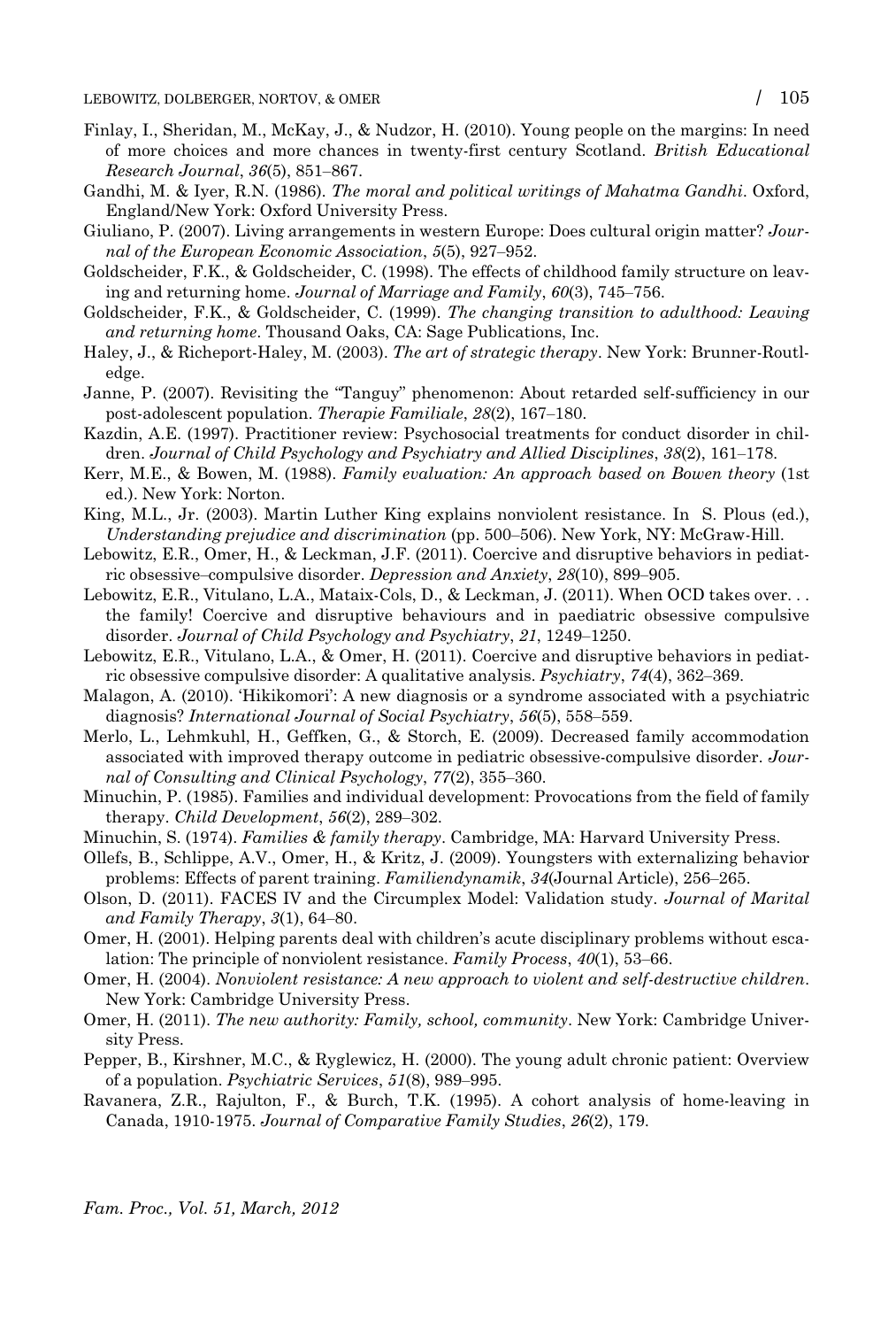Finlay, I., Sheridan, M., McKay, J., & Nudzor, H. (2010). Young people on the margins: In need of more choices and more chances in twenty-first century Scotland. *British Educational Research Journal*, *36*(5), 851–867.

Gandhi, M. & Iyer, R.N. (1986). *The moral and political writings of Mahatma Gandhi*. Oxford, England/New York: Oxford University Press.

Giuliano, P. (2007). Living arrangements in western Europe: Does cultural origin matter? *Journal of the European Economic Association*, *5*(5), 927–952.

Goldscheider, F.K., & Goldscheider, C. (1998). The effects of childhood family structure on leaving and returning home. *Journal of Marriage and Family*, *60*(3), 745–756.

Goldscheider, F.K., & Goldscheider, C. (1999). *The changing transition to adulthood: Leaving and returning home*. Thousand Oaks, CA: Sage Publications, Inc.

Haley, J., & Richeport-Haley, M. (2003). *The art of strategic therapy*. New York: Brunner-Routledge.

Janne, P. (2007). Revisiting the "Tanguy" phenomenon: About retarded self-sufficiency in our post-adolescent population. *Therapie Familiale*, *28*(2), 167–180.

Kazdin, A.E. (1997). Practitioner review: Psychosocial treatments for conduct disorder in children. *Journal of Child Psychology and Psychiatry and Allied Disciplines*, *38*(2), 161–178.

Kerr, M.E., & Bowen, M. (1988). *Family evaluation: An approach based on Bowen theory* (1st ed.). New York: Norton.

King, M.L., Jr. (2003). Martin Luther King explains nonviolent resistance. In S. Plous (ed.), *Understanding prejudice and discrimination* (pp. 500–506). New York, NY: McGraw-Hill.

Lebowitz, E.R., Omer, H., & Leckman, J.F. (2011). Coercive and disruptive behaviors in pediatric obsessive–compulsive disorder. *Depression and Anxiety*, *28*(10), 899–905.

Lebowitz, E.R., Vitulano, L.A., Mataix-Cols, D., & Leckman, J. (2011). When OCD takes over. . . the family! Coercive and disruptive behaviours and in paediatric obsessive compulsive disorder. *Journal of Child Psychology and Psychiatry*, *21*, 1249–1250.

Lebowitz, E.R., Vitulano, L.A., & Omer, H. (2011). Coercive and disruptive behaviors in pediatric obsessive compulsive disorder: A qualitative analysis. *Psychiatry*, *74*(4), 362–369.

Malagon, A. (2010). 'Hikikomori': A new diagnosis or a syndrome associated with a psychiatric diagnosis? *International Journal of Social Psychiatry*, *56*(5), 558–559.

Merlo, L., Lehmkuhl, H., Geffken, G., & Storch, E. (2009). Decreased family accommodation associated with improved therapy outcome in pediatric obsessive-compulsive disorder. *Journal of Consulting and Clinical Psychology*, *77*(2), 355–360.

Minuchin, P. (1985). Families and individual development: Provocations from the field of family therapy. *Child Development*, *56*(2), 289–302.

Minuchin, S. (1974). *Families & family therapy*. Cambridge, MA: Harvard University Press.

Ollefs, B., Schlippe, A.V., Omer, H., & Kritz, J. (2009). Youngsters with externalizing behavior problems: Effects of parent training. *Familiendynamik*, *34*(Journal Article), 256–265.

Olson, D. (2011). FACES IV and the Circumplex Model: Validation study. *Journal of Marital and Family Therapy*, *3*(1), 64–80.

Omer, H. (2001). Helping parents deal with children's acute disciplinary problems without escalation: The principle of nonviolent resistance. *Family Process*, *40*(1), 53–66.

Omer, H. (2004). *Nonviolent resistance: A new approach to violent and self-destructive children*. New York: Cambridge University Press.

Omer, H. (2011). *The new authority: Family, school, community*. New York: Cambridge University Press.

Pepper, B., Kirshner, M.C., & Ryglewicz, H. (2000). The young adult chronic patient: Overview of a population. *Psychiatric Services*, *51*(8), 989–995.

Ravanera, Z.R., Rajulton, F., & Burch, T.K. (1995). A cohort analysis of home-leaving in Canada, 1910-1975. *Journal of Comparative Family Studies*, *26*(2), 179.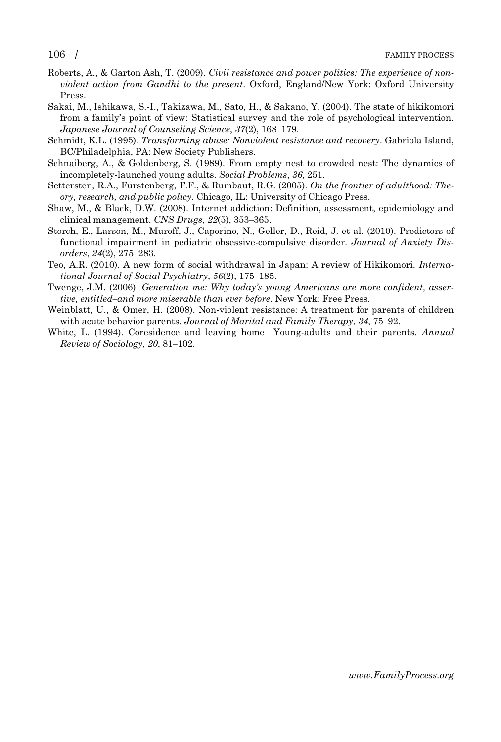Roberts, A., & Garton Ash, T. (2009). *Civil resistance and power politics: The experience of non-violent action from Gandhi to the present*. Oxford, England/New York: Oxford University Press.

Sakai, M., Ishikawa, S.-I., Takizawa, M., Sato, H., & Sakano, Y. (2004). The state of hikikomori from a family's point of view: Statistical survey and the role of psychological intervention. *Japanese Journal of Counseling Science*, *37*(2), 168–179.

Schmidt, K.L. (1995). *Transforming abuse: Nonviolent resistance and recovery*. Gabriola Island, BC/Philadelphia, PA: New Society Publishers.

Schnaiberg, A., & Goldenberg, S. (1989). From empty nest to crowded nest: The dynamics of incompletely-launched young adults. *Social Problems*, *36*, 251.

Settersten, R.A., Furstenberg, F.F., & Rumbaut, R.G. (2005). *On the frontier of adulthood: Theory, research, and public policy*. Chicago, IL: University of Chicago Press.

Shaw, M., & Black, D.W. (2008). Internet addiction: Definition, assessment, epidemiology and clinical management. *CNS Drugs*, *22*(5), 353–365.

Storch, E., Larson, M., Muroff, J., Caporino, N., Geller, D., Reid, J. et al. (2010). Predictors of functional impairment in pediatric obsessive-compulsive disorder. *Journal of Anxiety Disorders*, *24*(2), 275–283.

Teo, A.R. (2010). A new form of social withdrawal in Japan: A review of Hikikomori. *International Journal of Social Psychiatry*, *56*(2), 175–185.

Twenge, J.M. (2006). *Generation me: Why today's young Americans are more confident, assertive, entitled–and more miserable than ever before*. New York: Free Press.

Weinblatt, U., & Omer, H. (2008). Non-violent resistance: A treatment for parents of children with acute behavior parents. *Journal of Marital and Family Therapy*, *34*, 75–92.

White, L. (1994). Coresidence and leaving home—Young-adults and their parents. *Annual Review of Sociology*, *20*, 81–102.